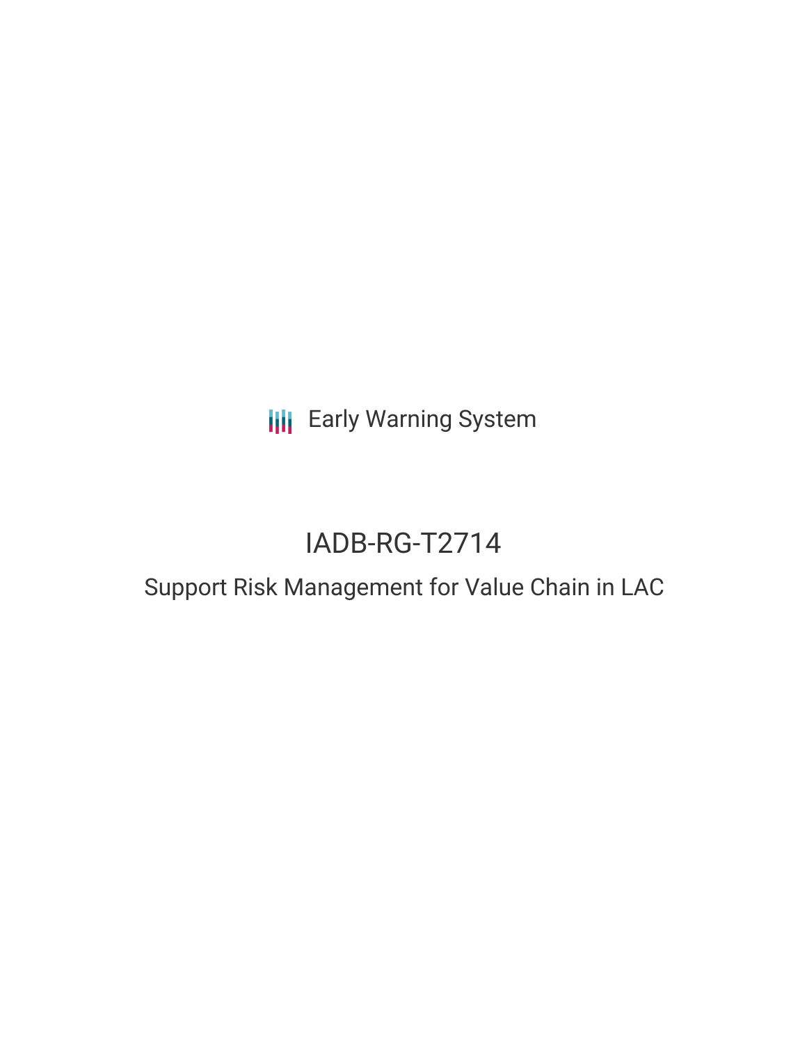Early Warning System

# IADB-RG-T2714

## Support Risk Management for Value Chain in LAC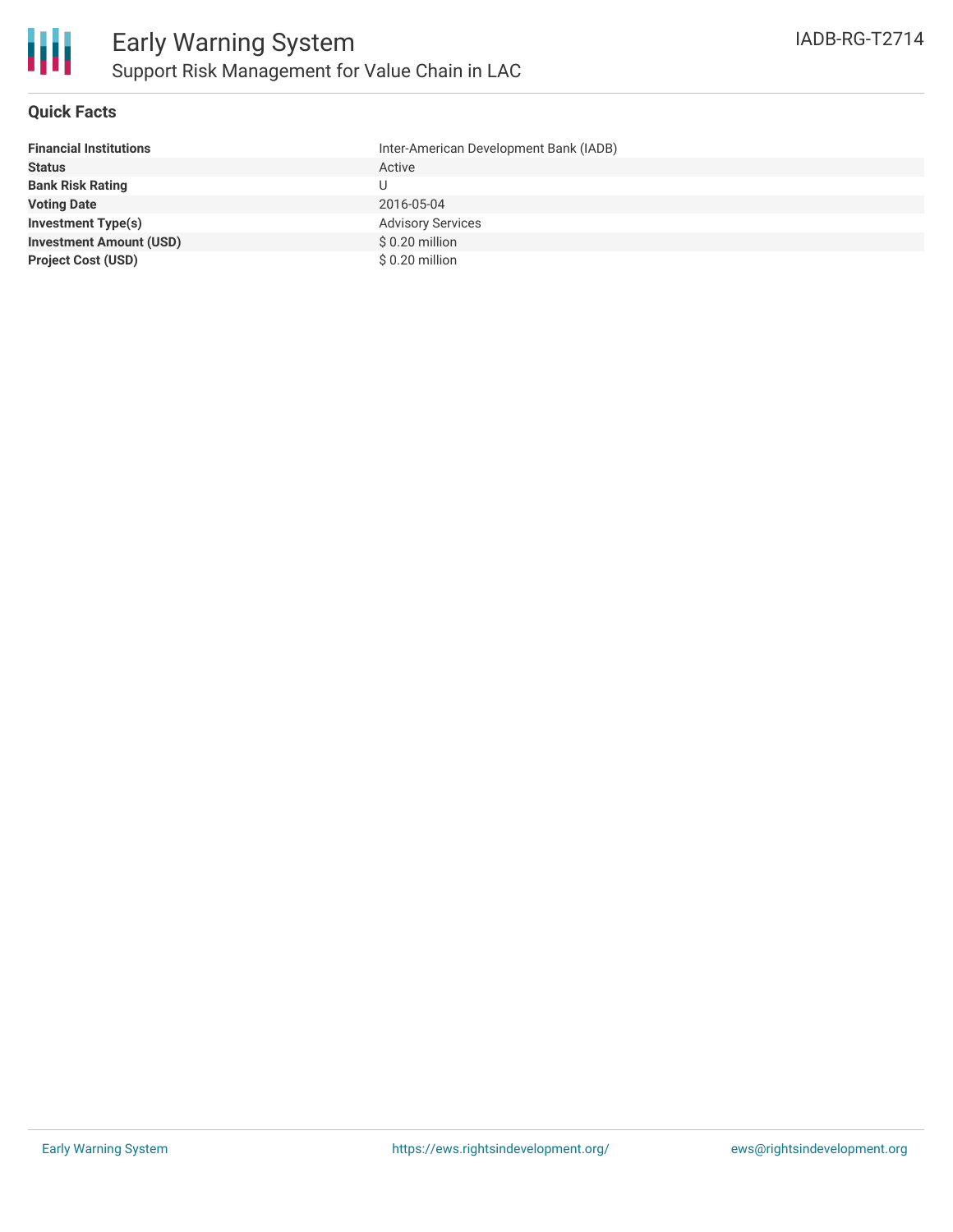## Quick Facts

| | |
|---|---|
| **Financial Institutions** | Inter-American Development Bank (IADB) |
| **Status** | Active |
| **Bank Risk Rating** | U |
| **Voting Date** | 2016-05-04 |
| **Investment Type(s)** | Advisory Services |
| **Investment Amount (USD)** | $ 0.20 million |
| **Project Cost (USD)** | $ 0.20 million |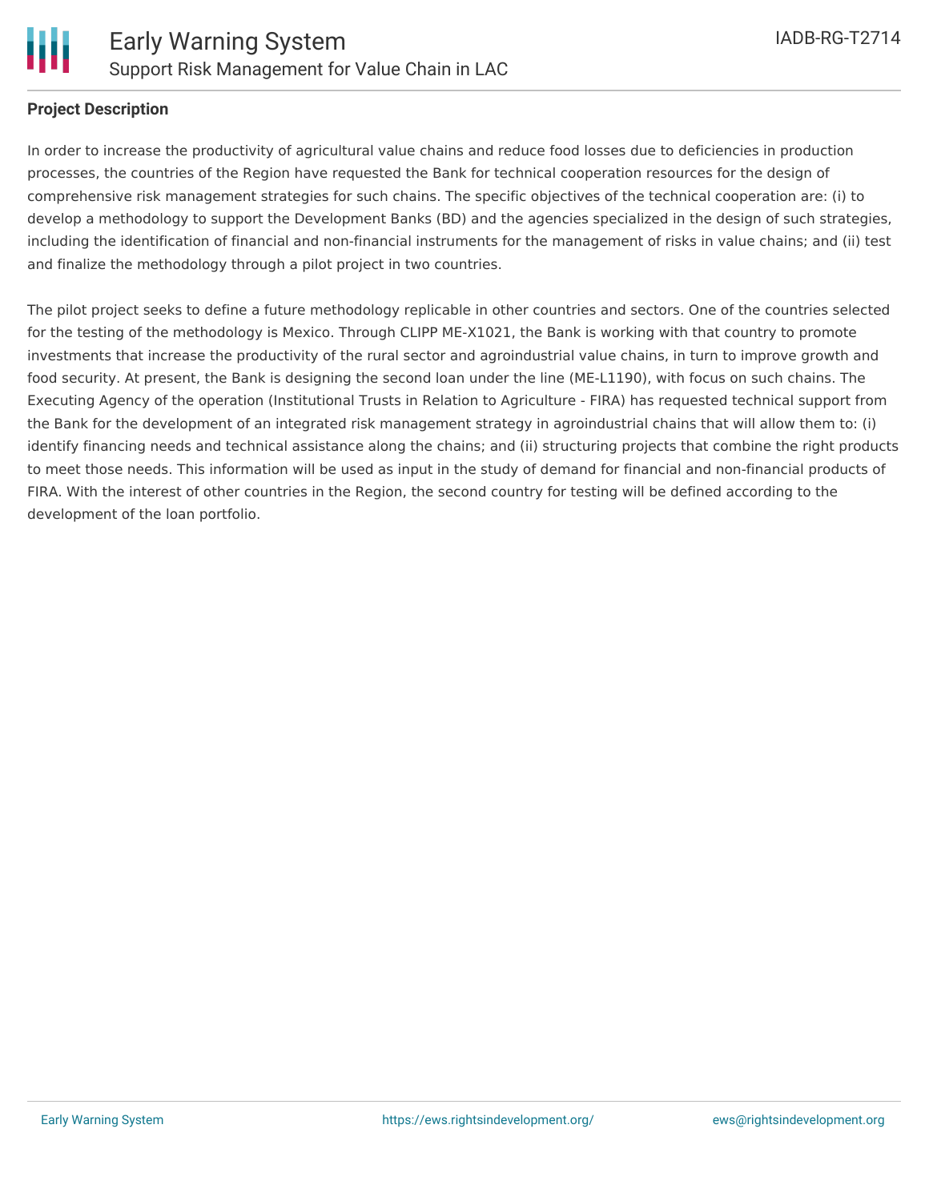## Project Description

In order to increase the productivity of agricultural value chains and reduce food losses due to deficiencies in production processes, the countries of the Region have requested the Bank for technical cooperation resources for the design of comprehensive risk management strategies for such chains. The specific objectives of the technical cooperation are: (i) to develop a methodology to support the Development Banks (BD) and the agencies specialized in the design of such strategies, including the identification of financial and non-financial instruments for the management of risks in value chains; and (ii) test and finalize the methodology through a pilot project in two countries.

The pilot project seeks to define a future methodology replicable in other countries and sectors. One of the countries selected for the testing of the methodology is Mexico. Through CLIPP ME-X1021, the Bank is working with that country to promote investments that increase the productivity of the rural sector and agroindustrial value chains, in turn to improve growth and food security. At present, the Bank is designing the second loan under the line (ME-L1190), with focus on such chains. The Executing Agency of the operation (Institutional Trusts in Relation to Agriculture - FIRA) has requested technical support from the Bank for the development of an integrated risk management strategy in agroindustrial chains that will allow them to: (i) identify financing needs and technical assistance along the chains; and (ii) structuring projects that combine the right products to meet those needs. This information will be used as input in the study of demand for financial and non-financial products of FIRA. With the interest of other countries in the Region, the second country for testing will be defined according to the development of the loan portfolio.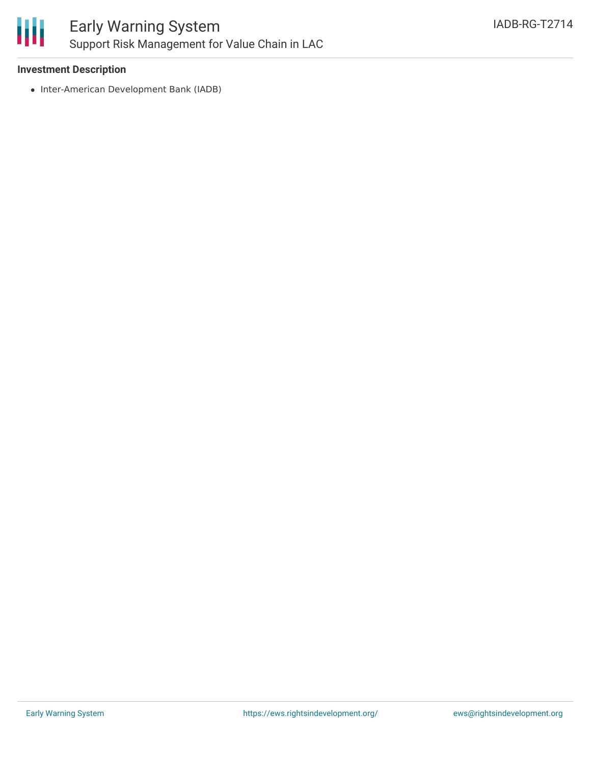### Investment Description

- Inter-American Development Bank (IADB)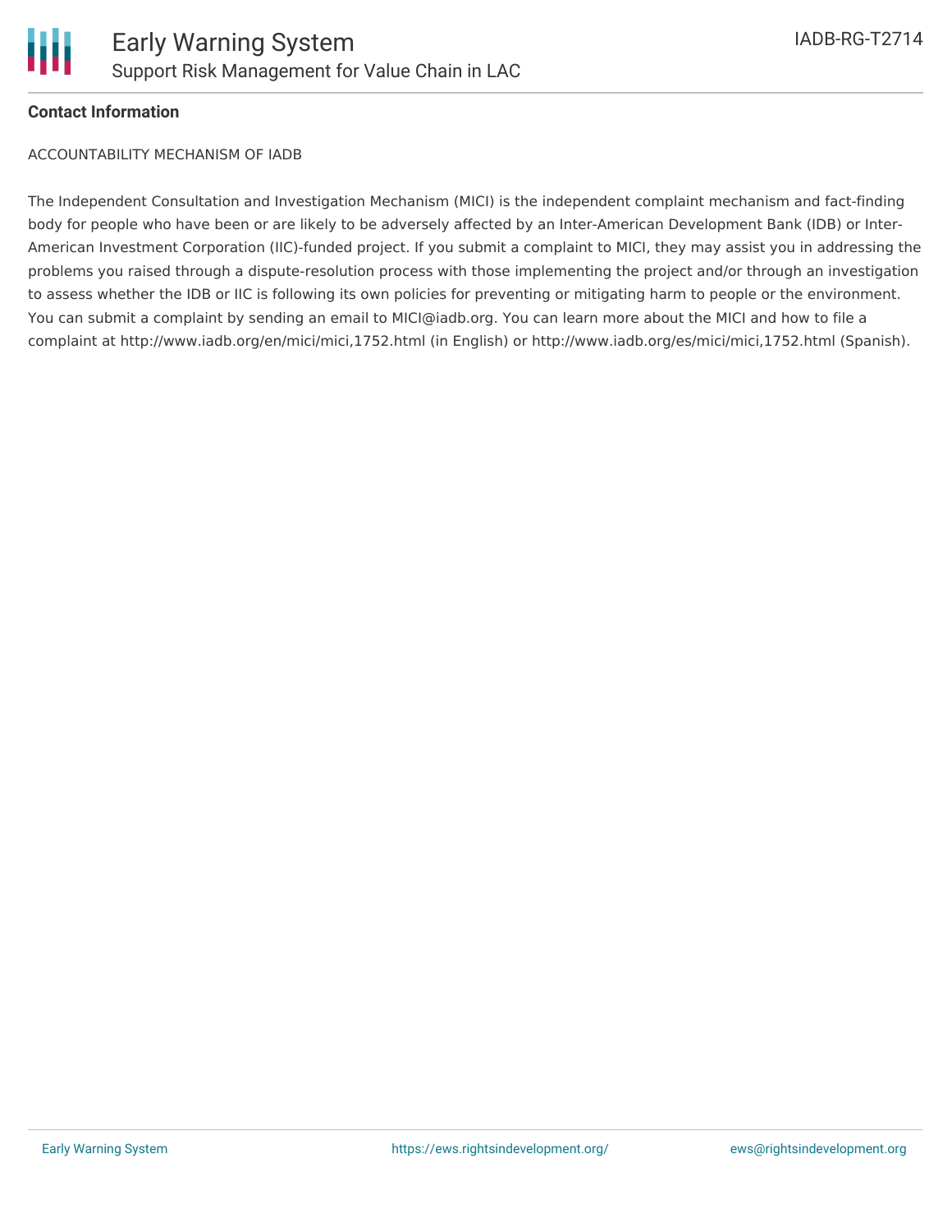**Contact Information**

ACCOUNTABILITY MECHANISM OF IADB

The Independent Consultation and Investigation Mechanism (MICI) is the independent complaint mechanism and fact-finding body for people who have been or are likely to be adversely affected by an Inter-American Development Bank (IDB) or Inter-American Investment Corporation (IIC)-funded project. If you submit a complaint to MICI, they may assist you in addressing the problems you raised through a dispute-resolution process with those implementing the project and/or through an investigation to assess whether the IDB or IIC is following its own policies for preventing or mitigating harm to people or the environment. You can submit a complaint by sending an email to MICI@iadb.org. You can learn more about the MICI and how to file a complaint at http://www.iadb.org/en/mici/mici,1752.html (in English) or http://www.iadb.org/es/mici/mici,1752.html (Spanish).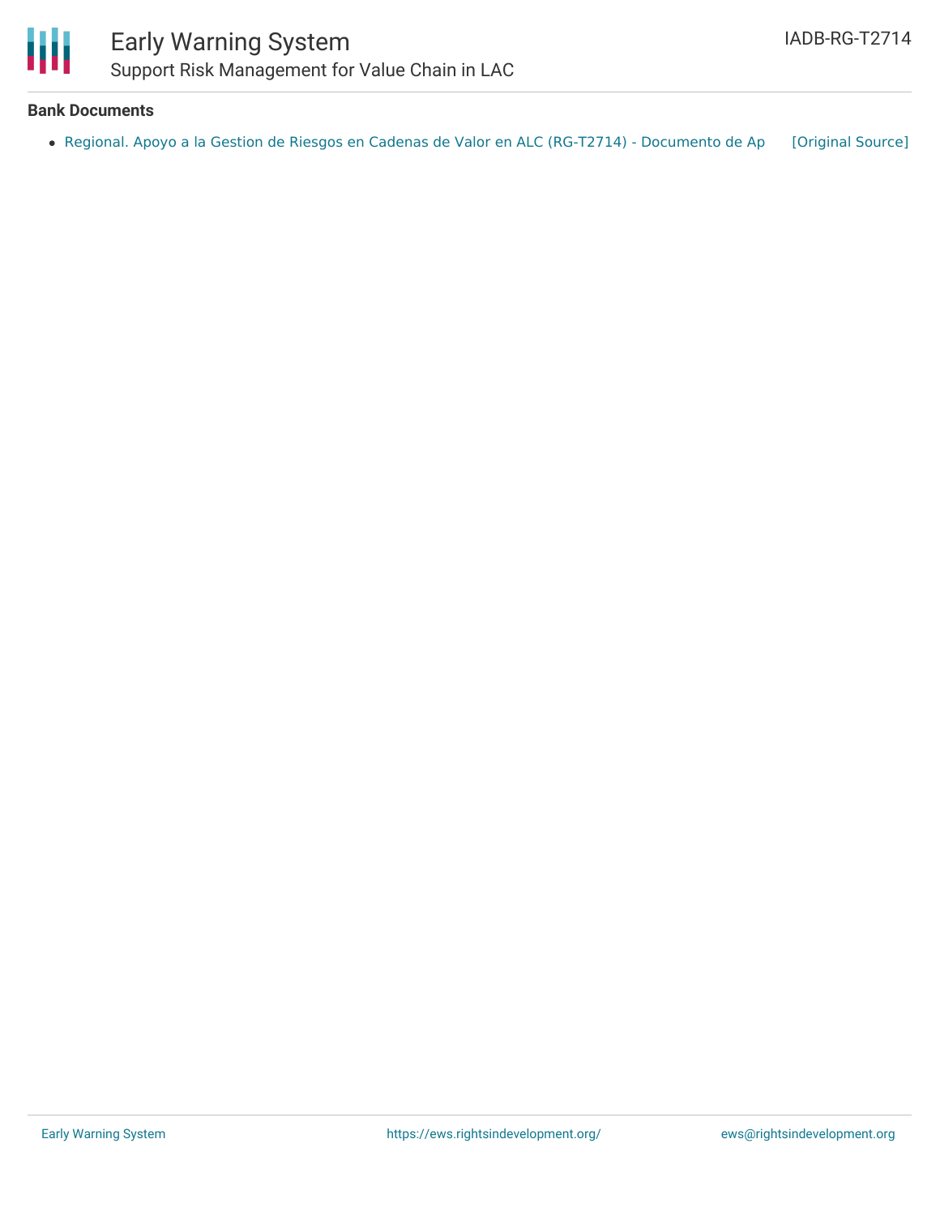### Bank Documents

- Regional. Apoyo a la Gestion de Riesgos en Cadenas de Valor en ALC (RG-T2714) - Documento de Ap [Original Source]